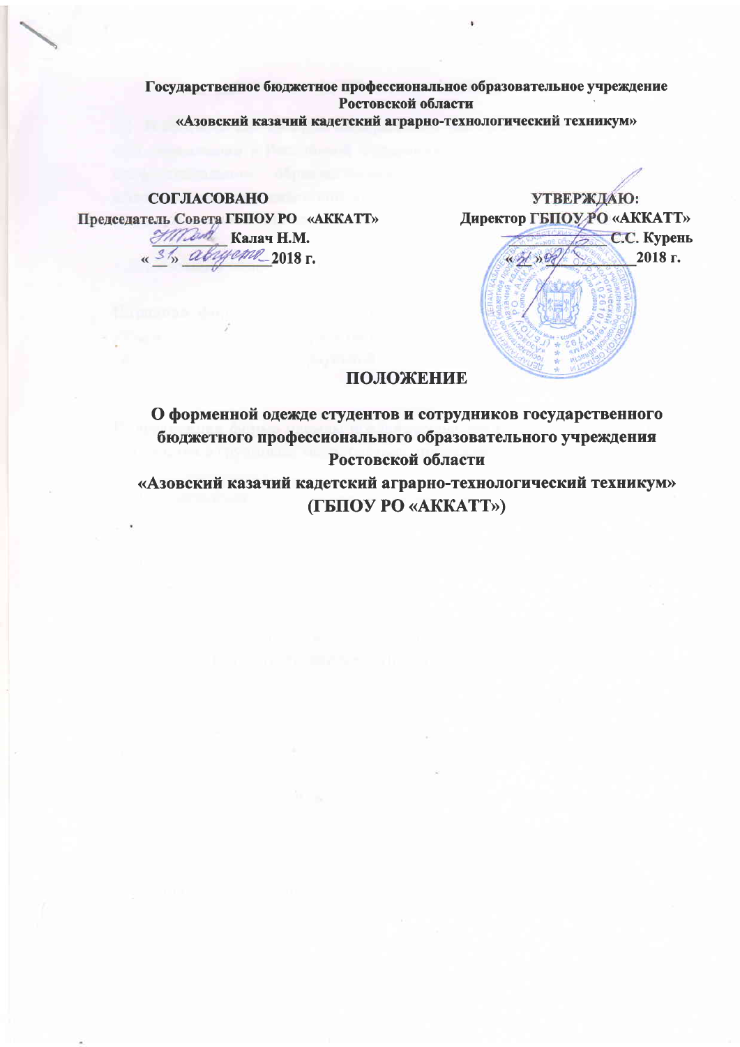**Государственное бюджетное профессиональное образовательное учреждение Ростовской области**
**«Азовский казачий кадетский аграрно-технологический техникум»**

**СОГЛАСОВАНО**
**Председатель Совета ГБПОУ РО «АККАТТ»**
**\_\_\_\_\_\_\_\_ Калач Н.М.**
**«31» августа 2018 г.**

**УТВЕРЖДАЮ:**
**Директор ГБПОУ РО «АККАТТ»**
**\_\_\_\_\_\_\_\_ С.С. Курень**
**«31» 08 2018 г.**

# ПОЛОЖЕНИЕ

## О форменной одежде студентов и сотрудников государственного бюджетного профессионального образовательного учреждения Ростовской области «Азовский казачий кадетский аграрно-технологический техникум» (ГБПОУ РО «АККАТТ»)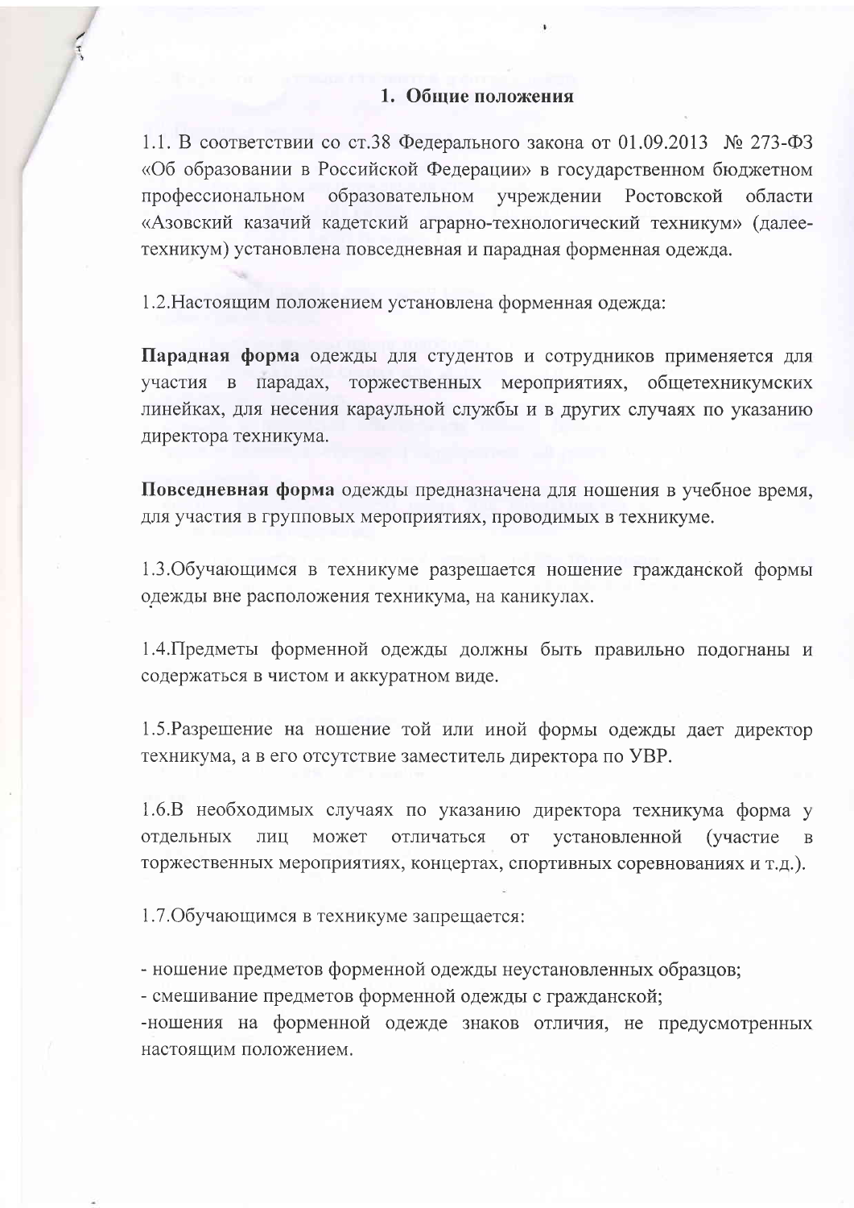## 1. Общие положения

1.1. В соответствии со ст.38 Федерального закона от 01.09.2013 № 273-ФЗ «Об образовании в Российской Федерации» в государственном бюджетном профессиональном образовательном учреждении Ростовской области «Азовский казачий кадетский аграрно-технологический техникум» (далее-техникум) установлена повседневная и парадная форменная одежда.

1.2.Настоящим положением установлена форменная одежда:

**Парадная форма** одежды для студентов и сотрудников применяется для участия в парадах, торжественных мероприятиях, общетехникумских линейках, для несения караульной службы и в других случаях по указанию директора техникума.

**Повседневная форма** одежды предназначена для ношения в учебное время, для участия в групповых мероприятиях, проводимых в техникуме.

1.3.Обучающимся в техникуме разрешается ношение гражданской формы одежды вне расположения техникума, на каникулах.

1.4.Предметы форменной одежды должны быть правильно подогнаны и содержаться в чистом и аккуратном виде.

1.5.Разрешение на ношение той или иной формы одежды дает директор техникума, а в его отсутствие заместитель директора по УВР.

1.6.В необходимых случаях по указанию директора техникума форма у отдельных лиц может отличаться от установленной (участие в торжественных мероприятиях, концертах, спортивных соревнованиях и т.д.).

1.7.Обучающимся в техникуме запрещается:

- ношение предметов форменной одежды неустановленных образцов;
- смешивание предметов форменной одежды с гражданской;
- ношения на форменной одежде знаков отличия, не предусмотренных настоящим положением.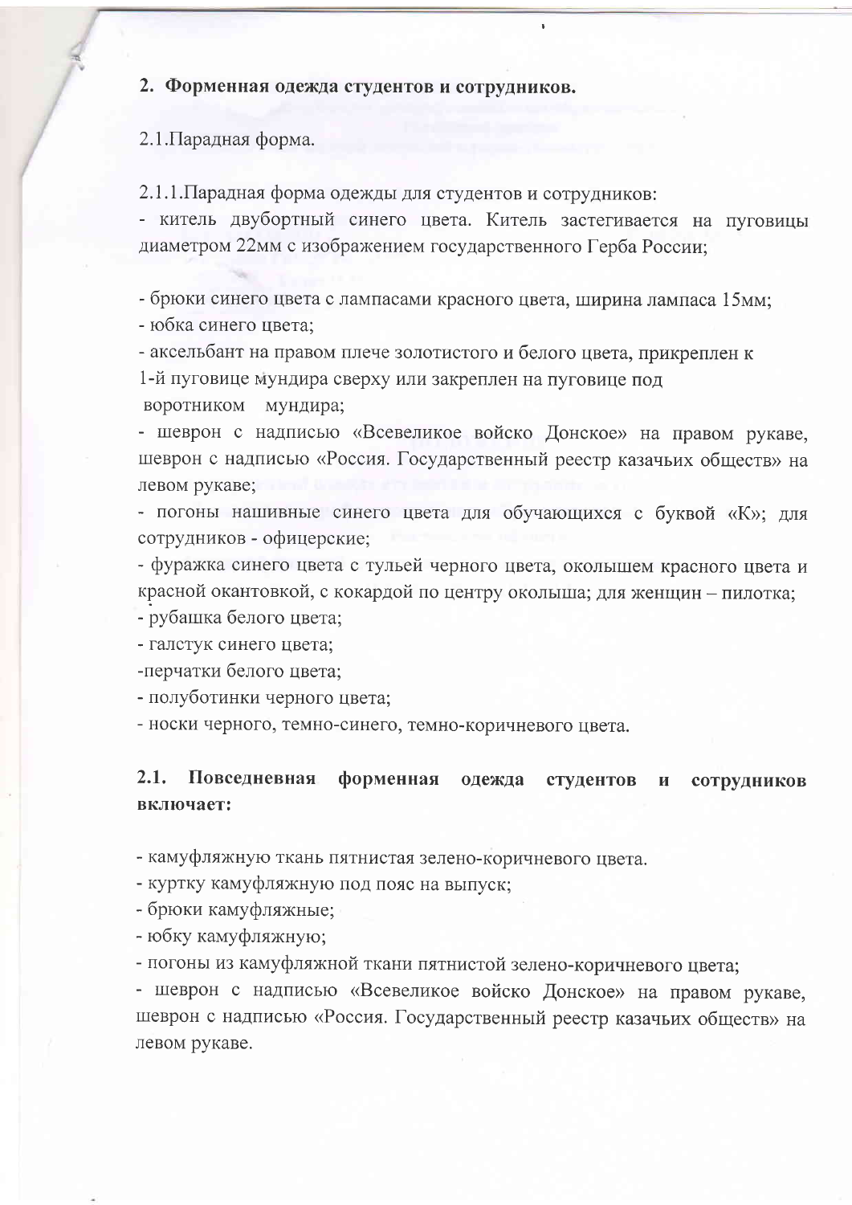## 2. Форменная одежда студентов и сотрудников.

2.1.Парадная форма.

2.1.1.Парадная форма одежды для студентов и сотрудников:

- китель двубортный синего цвета. Китель застегивается на пуговицы диаметром 22мм с изображением государственного Герба России;

- брюки синего цвета с лампасами красного цвета, ширина лампаса 15мм;
- юбка синего цвета;
- аксельбант на правом плече золотистого и белого цвета, прикреплен к 1-й пуговице мундира сверху или закреплен на пуговице под воротником мундира;
- шеврон с надписью «Всевеликое войско Донское» на правом рукаве, шеврон с надписью «Россия. Государственный реестр казачьих обществ» на левом рукаве;
- погоны нашивные синего цвета для обучающихся с буквой «К»; для сотрудников - офицерские;
- фуражка синего цвета с тульей черного цвета, околышем красного цвета и красной окантовкой, с кокардой по центру околыша; для женщин – пилотка;
- рубашка белого цвета;
- галстук синего цвета;
-перчатки белого цвета;
- полуботинки черного цвета;
- носки черного, темно-синего, темно-коричневого цвета.

### 2.1. Повседневная форменная одежда студентов и сотрудников включает:

- камуфляжную ткань пятнистая зелено-коричневого цвета.
- куртку камуфляжную под пояс на выпуск;
- брюки камуфляжные;
- юбку камуфляжную;
- погоны из камуфляжной ткани пятнистой зелено-коричневого цвета;
- шеврон с надписью «Всевеликое войско Донское» на правом рукаве, шеврон с надписью «Россия. Государственный реестр казачьих обществ» на левом рукаве.